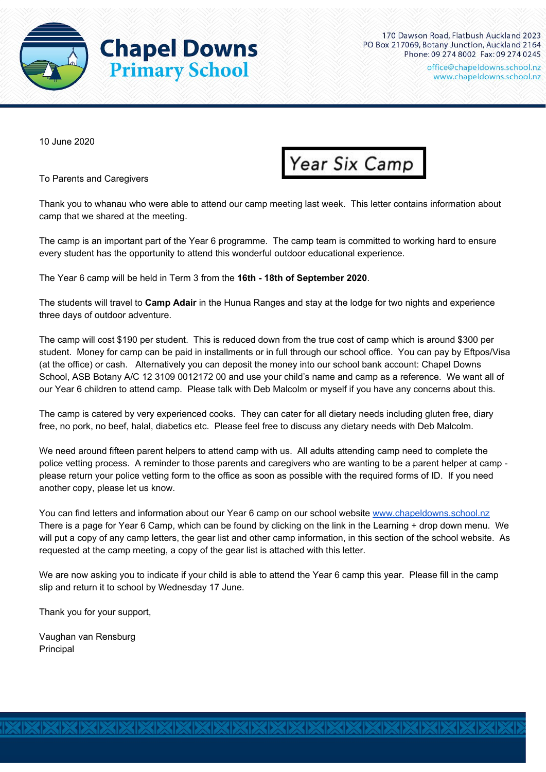# Chapel Downs Primary School

170 Dawson Road, Flatbush Auckland 2023
PO Box 217069, Botany Junction, Auckland 2164
Phone: 09 274 8002 Fax: 09 274 0245
office@chapeldowns.school.nz
www.chapeldowns.school.nz

10 June 2020

## Year Six Camp

To Parents and Caregivers

Thank you to whanau who were able to attend our camp meeting last week. This letter contains information about camp that we shared at the meeting.

The camp is an important part of the Year 6 programme. The camp team is committed to working hard to ensure every student has the opportunity to attend this wonderful outdoor educational experience.

The Year 6 camp will be held in Term 3 from the **16th - 18th of September 2020**.

The students will travel to **Camp Adair** in the Hunua Ranges and stay at the lodge for two nights and experience three days of outdoor adventure.

The camp will cost $190 per student. This is reduced down from the true cost of camp which is around $300 per student. Money for camp can be paid in installments or in full through our school office. You can pay by Eftpos/Visa (at the office) or cash. Alternatively you can deposit the money into our school bank account: Chapel Downs School, ASB Botany A/C 12 3109 0012172 00 and use your child's name and camp as a reference. We want all of our Year 6 children to attend camp. Please talk with Deb Malcolm or myself if you have any concerns about this.

The camp is catered by very experienced cooks. They can cater for all dietary needs including gluten free, diary free, no pork, no beef, halal, diabetics etc. Please feel free to discuss any dietary needs with Deb Malcolm.

We need around fifteen parent helpers to attend camp with us. All adults attending camp need to complete the police vetting process. A reminder to those parents and caregivers who are wanting to be a parent helper at camp - please return your police vetting form to the office as soon as possible with the required forms of ID. If you need another copy, please let us know.

You can find letters and information about our Year 6 camp on our school website [www.chapeldowns.school.nz](http://www.chapeldowns.school.nz) There is a page for Year 6 Camp, which can be found by clicking on the link in the Learning + drop down menu. We will put a copy of any camp letters, the gear list and other camp information, in this section of the school website. As requested at the camp meeting, a copy of the gear list is attached with this letter.

We are now asking you to indicate if your child is able to attend the Year 6 camp this year. Please fill in the camp slip and return it to school by Wednesday 17 June.

Thank you for your support,

Vaughan van Rensburg
Principal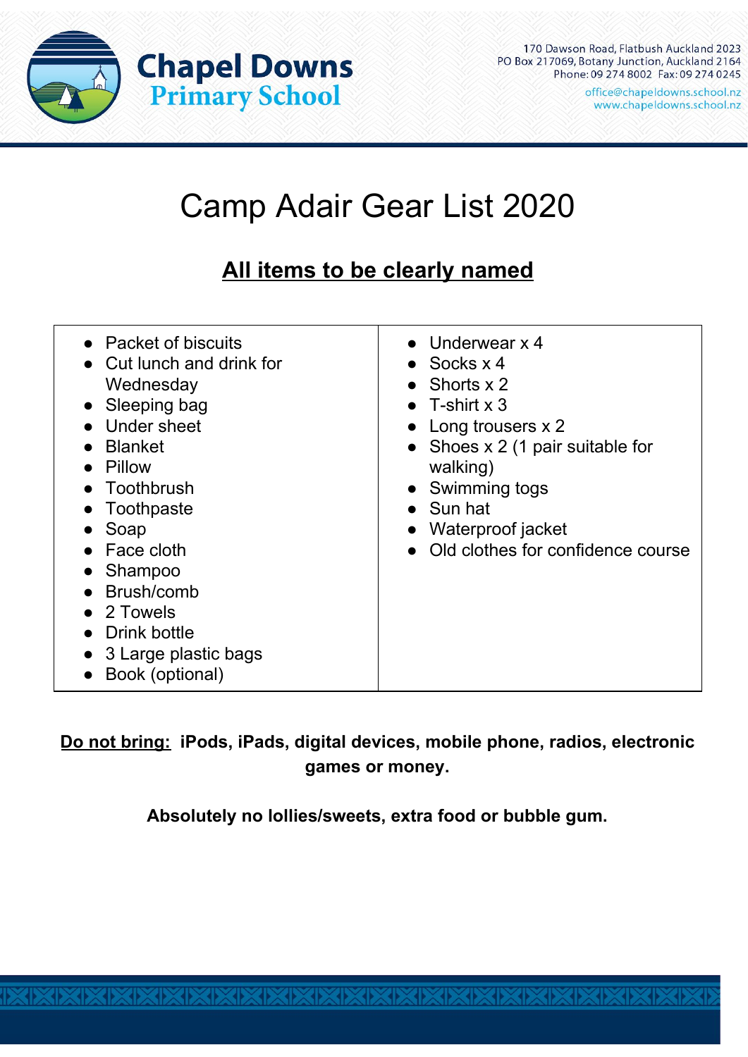**Chapel Downs Primary School**

170 Dawson Road, Flatbush Auckland 2023
PO Box 217069, Botany Junction, Auckland 2164
Phone: 09 274 8002 Fax: 09 274 0245
office@chapeldowns.school.nz
www.chapeldowns.school.nz

# Camp Adair Gear List 2020

## <u>All items to be clearly named</u>

- Packet of biscuits
- Cut lunch and drink for Wednesday
- Sleeping bag
- Under sheet
- Blanket
- Pillow
- Toothbrush
- Toothpaste
- Soap
- Face cloth
- Shampoo
- Brush/comb
- 2 Towels
- Drink bottle
- 3 Large plastic bags
- Book (optional)
- Underwear x 4
- Socks x 4
- Shorts x 2
- T-shirt x 3
- Long trousers x 2
- Shoes x 2 (1 pair suitable for walking)
- Swimming togs
- Sun hat
- Waterproof jacket
- Old clothes for confidence course

**<u>Do not bring:</u> iPods, iPads, digital devices, mobile phone, radios, electronic games or money.**

**Absolutely no lollies/sweets, extra food or bubble gum.**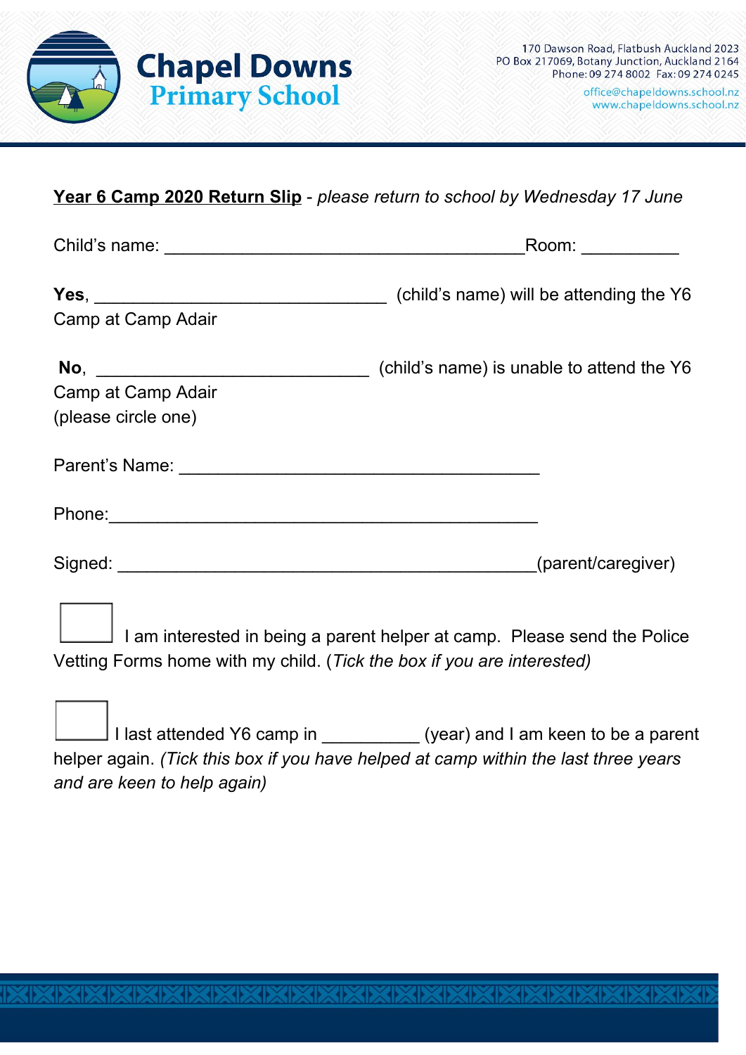**Chapel Downs Primary School**

170 Dawson Road, Flatbush Auckland 2023
PO Box 217069, Botany Junction, Auckland 2164
Phone: 09 274 8002 Fax: 09 274 0245
office@chapeldowns.school.nz
www.chapeldowns.school.nz

**Year 6 Camp 2020 Return Slip** - *please return to school by Wednesday 17 June*

Child's name: ____________________________________Room: __________

**Yes**, ______________________________ (child's name) will be attending the Y6 Camp at Camp Adair

**No**, ____________________________ (child's name) is unable to attend the Y6 Camp at Camp Adair
(please circle one)

Parent's Name: _____________________________________

Phone:____________________________________________

Signed: ___________________________________________(parent/caregiver)

☐ I am interested in being a parent helper at camp. Please send the Police Vetting Forms home with my child. (*Tick the box if you are interested)*

☐ I last attended Y6 camp in __________ (year) and I am keen to be a parent helper again. *(Tick this box if you have helped at camp within the last three years and are keen to help again)*